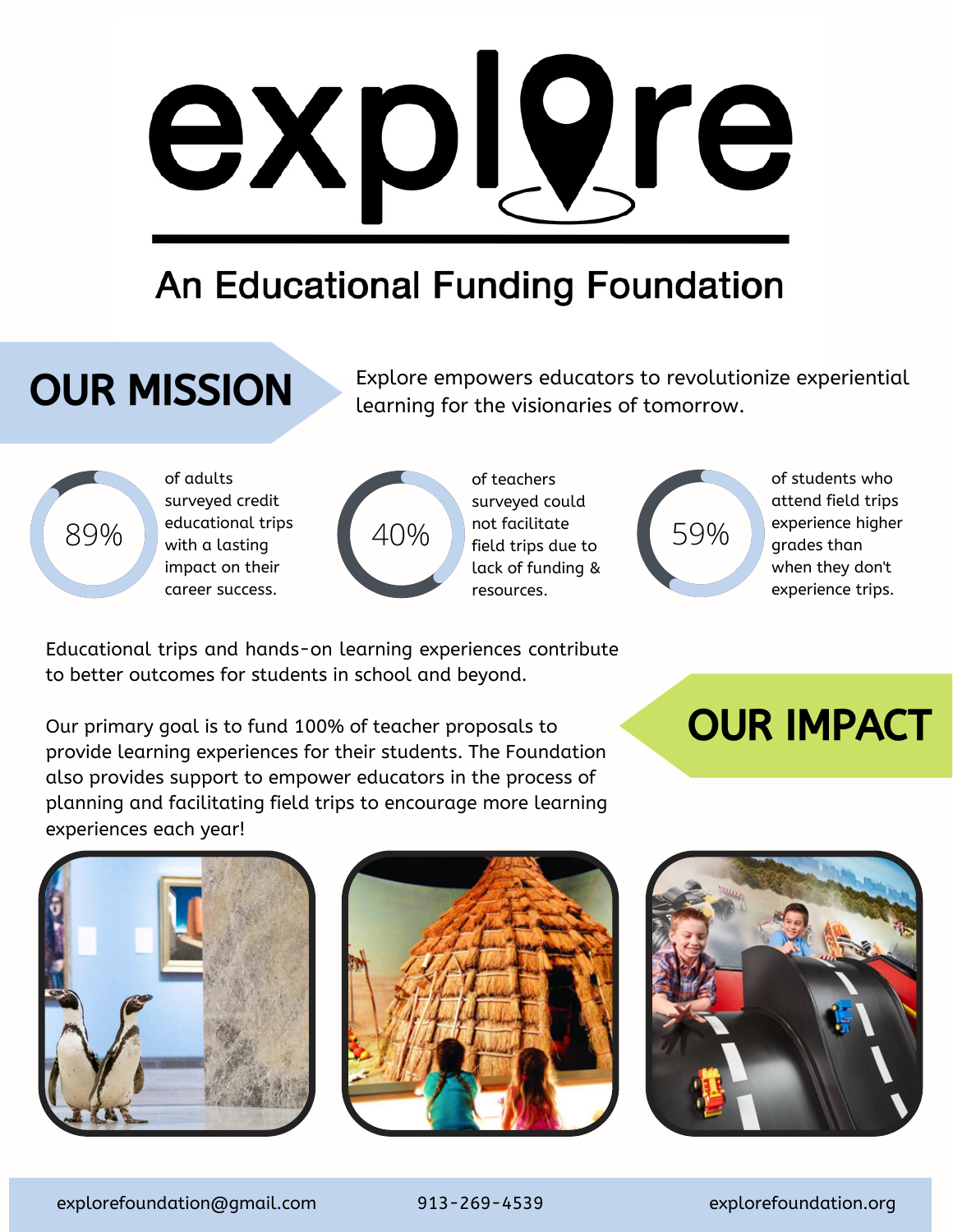# explore

## An Educational Funding Foundation

## OUR MISSION

Explore empowers educators to revolutionize experiential learning for the visionaries of tomorrow.

**89%** of adults surveyed credit educational trips with a lasting impact on their career success.

**40%** of teachers surveyed could not facilitate field trips due to lack of funding & resources.

**59%** of students who attend field trips experience higher grades than when they don't experience trips.

## OUR IMPACT

Educational trips and hands-on learning experiences contribute to better outcomes for students in school and beyond.

Our primary goal is to fund 100% of teacher proposals to provide learning experiences for their students. The Foundation also provides support to empower educators in the process of planning and facilitating field trips to encourage more learning experiences each year!

explorefoundation@gmail.com | 913-269-4539 | explorefoundation.org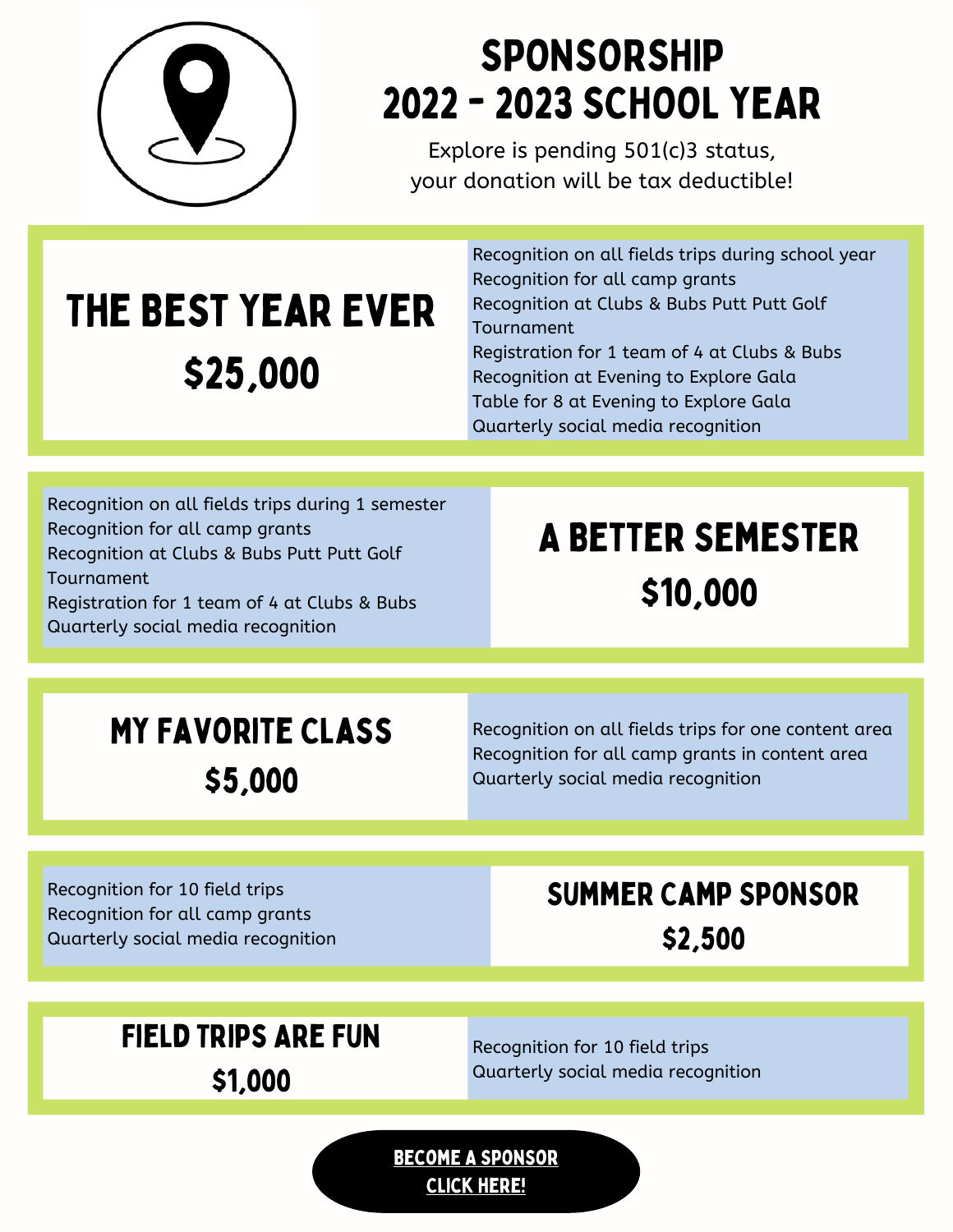# SPONSORSHIP 2022 - 2023 SCHOOL YEAR

Explore is pending 501(c)3 status, your donation will be tax deductible!

## THE BEST YEAR EVER

**$25,000**

- Recognition on all fields trips during school year
- Recognition for all camp grants
- Recognition at Clubs & Bubs Putt Putt Golf Tournament
- Registration for 1 team of 4 at Clubs & Bubs
- Recognition at Evening to Explore Gala
- Table for 8 at Evening to Explore Gala
- Quarterly social media recognition

## A BETTER SEMESTER

**$10,000**

- Recognition on all fields trips during 1 semester
- Recognition for all camp grants
- Recognition at Clubs & Bubs Putt Putt Golf Tournament
- Registration for 1 team of 4 at Clubs & Bubs
- Quarterly social media recognition

## MY FAVORITE CLASS

**$5,000**

- Recognition on all fields trips for one content area
- Recognition for all camp grants in content area
- Quarterly social media recognition

## SUMMER CAMP SPONSOR

**$2,500**

- Recognition for 10 field trips
- Recognition for all camp grants
- Quarterly social media recognition

## FIELD TRIPS ARE FUN

**$1,000**

- Recognition for 10 field trips
- Quarterly social media recognition

**BECOME A SPONSOR CLICK HERE!**